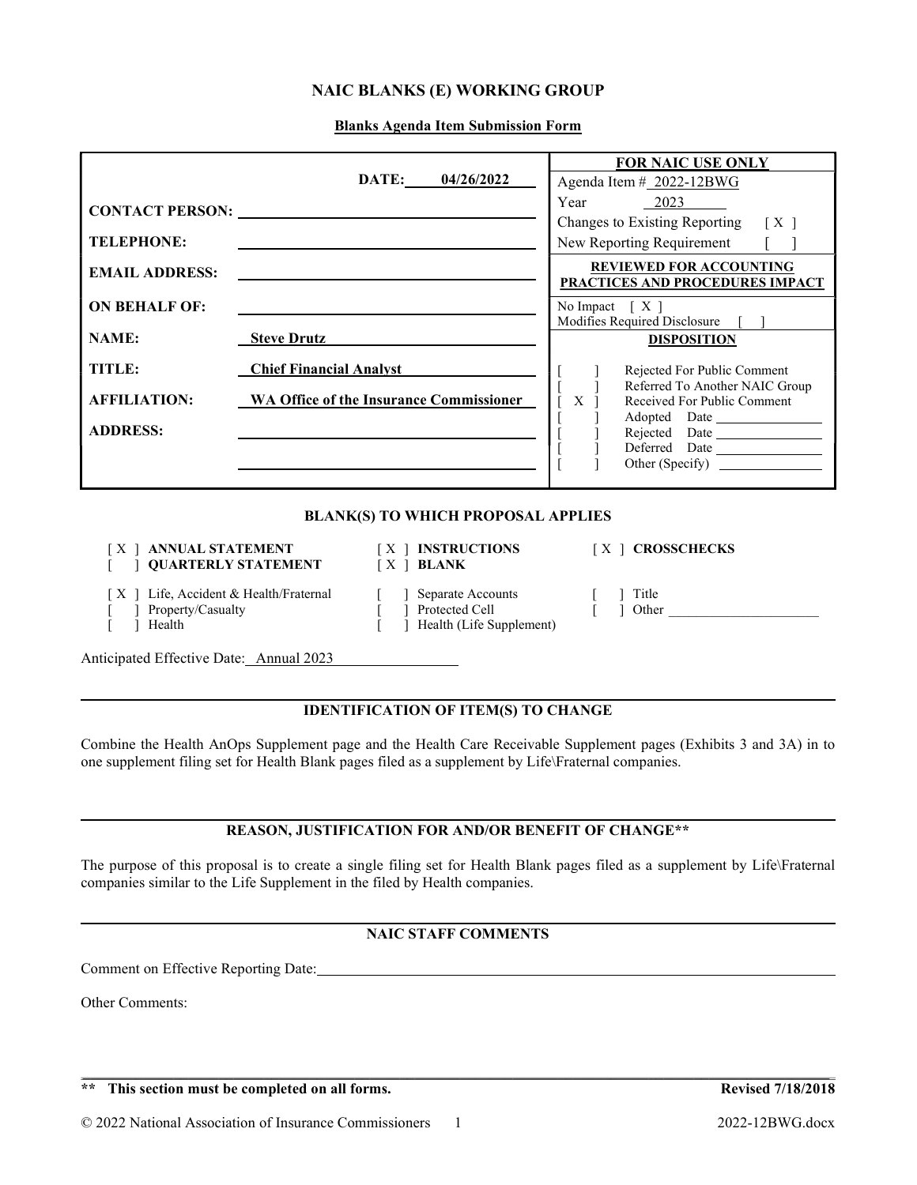# NAIC BLANKS (E) WORKING GROUP

## Blanks Agenda Item Submission Form

| | | FOR NAIC USE ONLY |
|---|---|---|
| | **DATE:** 04/26/2022 | Agenda Item # 2022-12BWG |
| **CONTACT PERSON:** | | Year 2023 |
| | | Changes to Existing Reporting [ X ] |
| **TELEPHONE:** | | New Reporting Requirement [ ] |
| **EMAIL ADDRESS:** | | **REVIEWED FOR ACCOUNTING PRACTICES AND PROCEDURES IMPACT** |
| **ON BEHALF OF:** | | No Impact [ X ] |
| | | Modifies Required Disclosure [ ] |
| **NAME:** | **Steve Drutz** | **DISPOSITION** |
| **TITLE:** | **Chief Financial Analyst** | [ ] Rejected For Public Comment |
| **AFFILIATION:** | **WA Office of the Insurance Commissioner** | [ ] Referred To Another NAIC Group |
| | | [ X ] Received For Public Comment |
| **ADDRESS:** | | [ ] Adopted Date |
| | | [ ] Rejected Date |
| | | [ ] Deferred Date |
| | | [ ] Other (Specify) |

### BLANK(S) TO WHICH PROPOSAL APPLIES

[ X ] **ANNUAL STATEMENT** [ X ] **INSTRUCTIONS** [ X ] **CROSSCHECKS**
[ ] **QUARTERLY STATEMENT** [ X ] **BLANK**

[ X ] Life, Accident & Health/Fraternal [ ] Separate Accounts [ ] Title
[ ] Property/Casualty [ ] Protected Cell [ ] Other
[ ] Health [ ] Health (Life Supplement)

Anticipated Effective Date: Annual 2023

### IDENTIFICATION OF ITEM(S) TO CHANGE

Combine the Health AnOps Supplement page and the Health Care Receivable Supplement pages (Exhibits 3 and 3A) in to one supplement filing set for Health Blank pages filed as a supplement by Life\Fraternal companies.

### REASON, JUSTIFICATION FOR AND/OR BENEFIT OF CHANGE**

The purpose of this proposal is to create a single filing set for Health Blank pages filed as a supplement by Life\Fraternal companies similar to the Life Supplement in the filed by Health companies.

### NAIC STAFF COMMENTS

Comment on Effective Reporting Date:

Other Comments:

**\*\* This section must be completed on all forms.** **Revised 7/18/2018**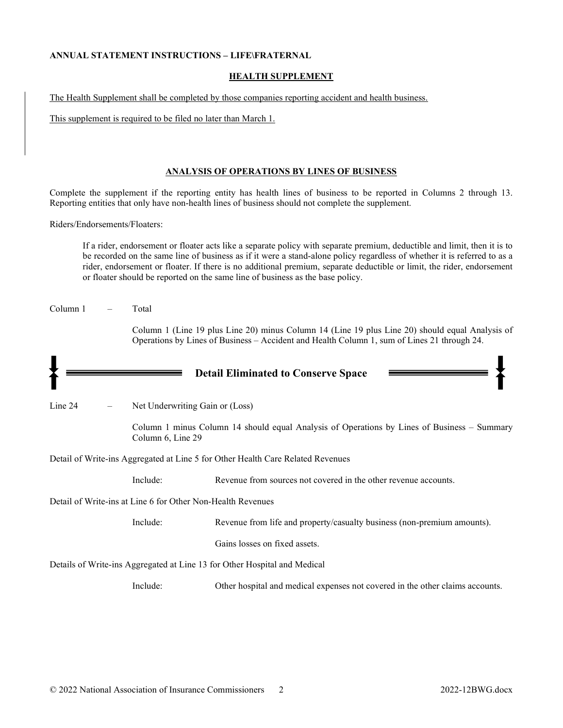**ANNUAL STATEMENT INSTRUCTIONS – LIFE\FRATERNAL**

## HEALTH SUPPLEMENT

The Health Supplement shall be completed by those companies reporting accident and health business.

This supplement is required to be filed no later than March 1.

## ANALYSIS OF OPERATIONS BY LINES OF BUSINESS

Complete the supplement if the reporting entity has health lines of business to be reported in Columns 2 through 13. Reporting entities that only have non-health lines of business should not complete the supplement.

Riders/Endorsements/Floaters:

> If a rider, endorsement or floater acts like a separate policy with separate premium, deductible and limit, then it is to be recorded on the same line of business as if it were a stand-alone policy regardless of whether it is referred to as a rider, endorsement or floater. If there is no additional premium, separate deductible or limit, the rider, endorsement or floater should be reported on the same line of business as the base policy.

Column 1 – Total

Column 1 (Line 19 plus Line 20) minus Column 14 (Line 19 plus Line 20) should equal Analysis of Operations by Lines of Business – Accident and Health Column 1, sum of Lines 21 through 24.

**Detail Eliminated to Conserve Space**

Line 24 – Net Underwriting Gain or (Loss)

Column 1 minus Column 14 should equal Analysis of Operations by Lines of Business – Summary Column 6, Line 29

Detail of Write-ins Aggregated at Line 5 for Other Health Care Related Revenues

Include: Revenue from sources not covered in the other revenue accounts.

Detail of Write-ins at Line 6 for Other Non-Health Revenues

Include: Revenue from life and property/casualty business (non-premium amounts).

Gains losses on fixed assets.

Details of Write-ins Aggregated at Line 13 for Other Hospital and Medical

Include: Other hospital and medical expenses not covered in the other claims accounts.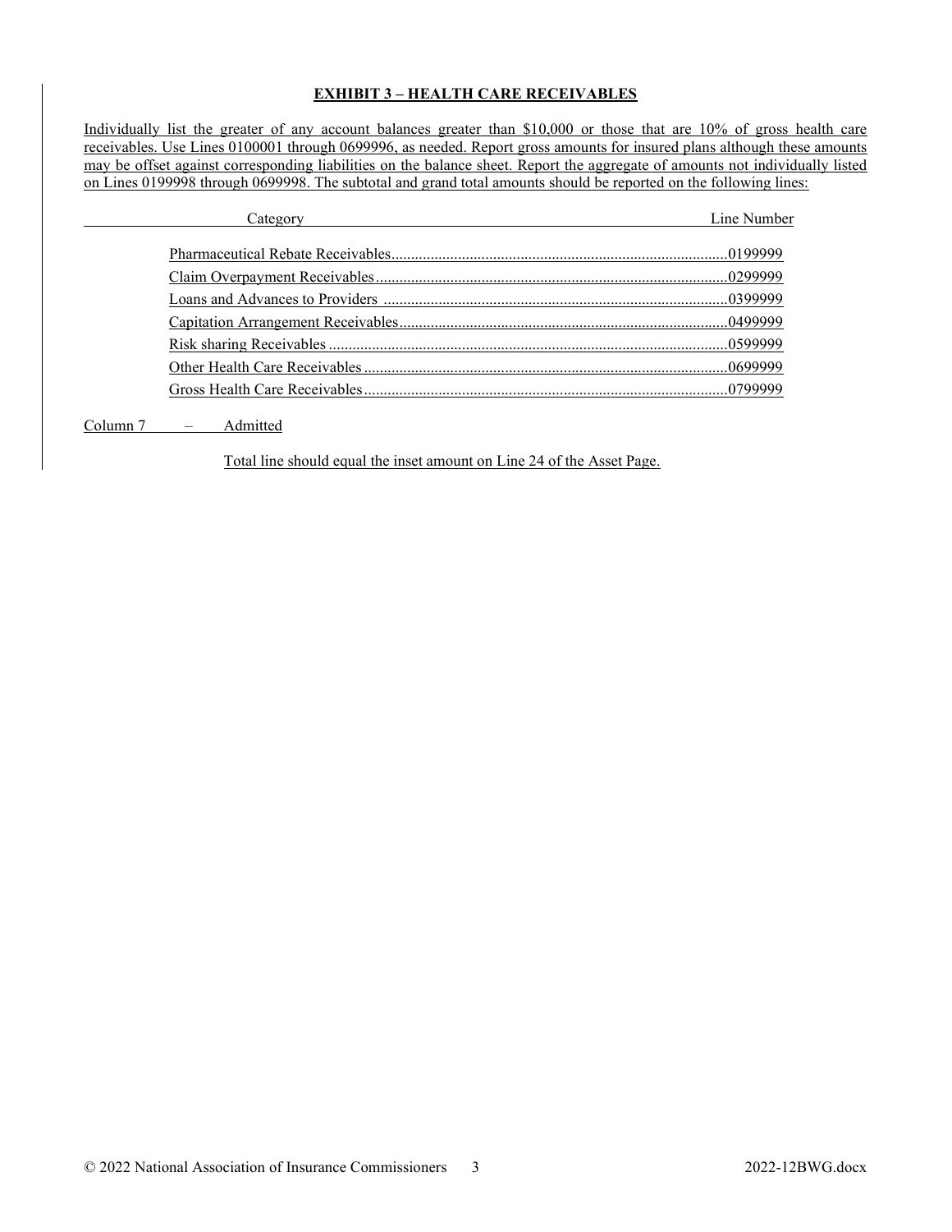## EXHIBIT 3 – HEALTH CARE RECEIVABLES

Individually list the greater of any account balances greater than $10,000 or those that are 10% of gross health care receivables. Use Lines 0100001 through 0699996, as needed. Report gross amounts for insured plans although these amounts may be offset against corresponding liabilities on the balance sheet. Report the aggregate of amounts not individually listed on Lines 0199998 through 0699998. The subtotal and grand total amounts should be reported on the following lines:

| Category | Line Number |
|---|---|
| Pharmaceutical Rebate Receivables | 0199999 |
| Claim Overpayment Receivables | 0299999 |
| Loans and Advances to Providers | 0399999 |
| Capitation Arrangement Receivables | 0499999 |
| Risk sharing Receivables | 0599999 |
| Other Health Care Receivables | 0699999 |
| Gross Health Care Receivables | 0799999 |

Column 7 – Admitted

Total line should equal the inset amount on Line 24 of the Asset Page.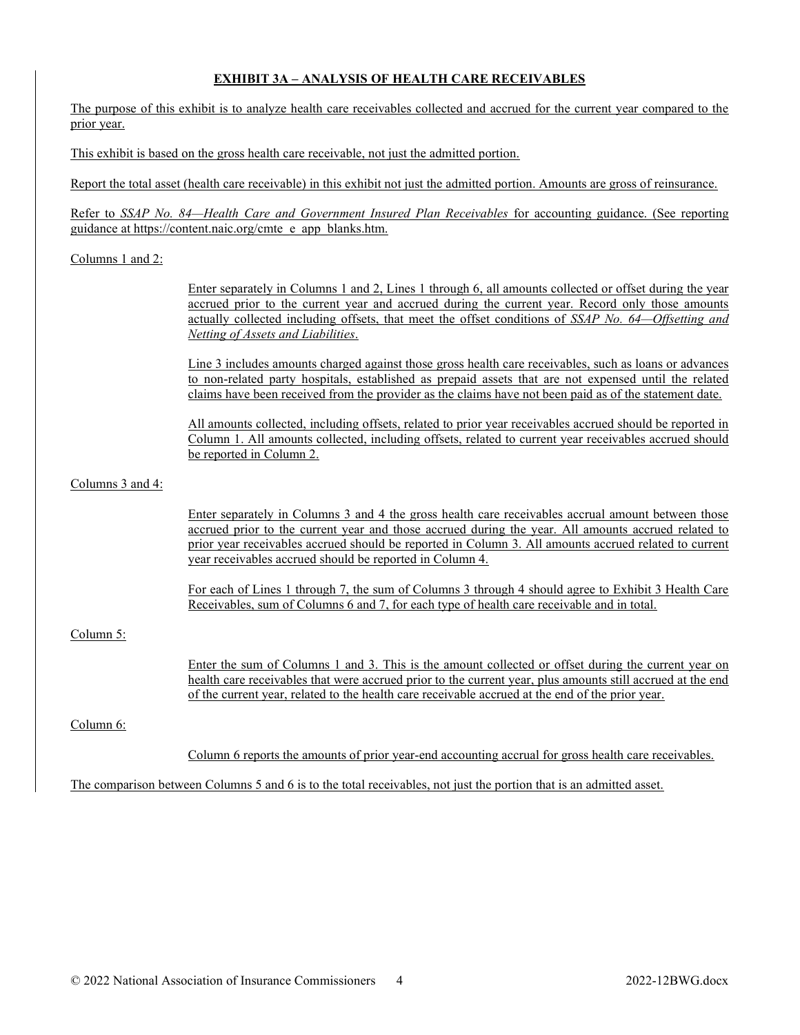# EXHIBIT 3A – ANALYSIS OF HEALTH CARE RECEIVABLES

The purpose of this exhibit is to analyze health care receivables collected and accrued for the current year compared to the prior year.

This exhibit is based on the gross health care receivable, not just the admitted portion.

Report the total asset (health care receivable) in this exhibit not just the admitted portion. Amounts are gross of reinsurance.

Refer to *SSAP No. 84—Health Care and Government Insured Plan Receivables* for accounting guidance. (See reporting guidance at https://content.naic.org/cmte_e_app_blanks.htm.

Columns 1 and 2:

> Enter separately in Columns 1 and 2, Lines 1 through 6, all amounts collected or offset during the year accrued prior to the current year and accrued during the current year. Record only those amounts actually collected including offsets, that meet the offset conditions of *SSAP No. 64—Offsetting and Netting of Assets and Liabilities*.
>
> Line 3 includes amounts charged against those gross health care receivables, such as loans or advances to non-related party hospitals, established as prepaid assets that are not expensed until the related claims have been received from the provider as the claims have not been paid as of the statement date.
>
> All amounts collected, including offsets, related to prior year receivables accrued should be reported in Column 1. All amounts collected, including offsets, related to current year receivables accrued should be reported in Column 2.

Columns 3 and 4:

> Enter separately in Columns 3 and 4 the gross health care receivables accrual amount between those accrued prior to the current year and those accrued during the year. All amounts accrued related to prior year receivables accrued should be reported in Column 3. All amounts accrued related to current year receivables accrued should be reported in Column 4.
>
> For each of Lines 1 through 7, the sum of Columns 3 through 4 should agree to Exhibit 3 Health Care Receivables, sum of Columns 6 and 7, for each type of health care receivable and in total.

Column 5:

> Enter the sum of Columns 1 and 3. This is the amount collected or offset during the current year on health care receivables that were accrued prior to the current year, plus amounts still accrued at the end of the current year, related to the health care receivable accrued at the end of the prior year.

Column 6:

> Column 6 reports the amounts of prior year-end accounting accrual for gross health care receivables.

The comparison between Columns 5 and 6 is to the total receivables, not just the portion that is an admitted asset.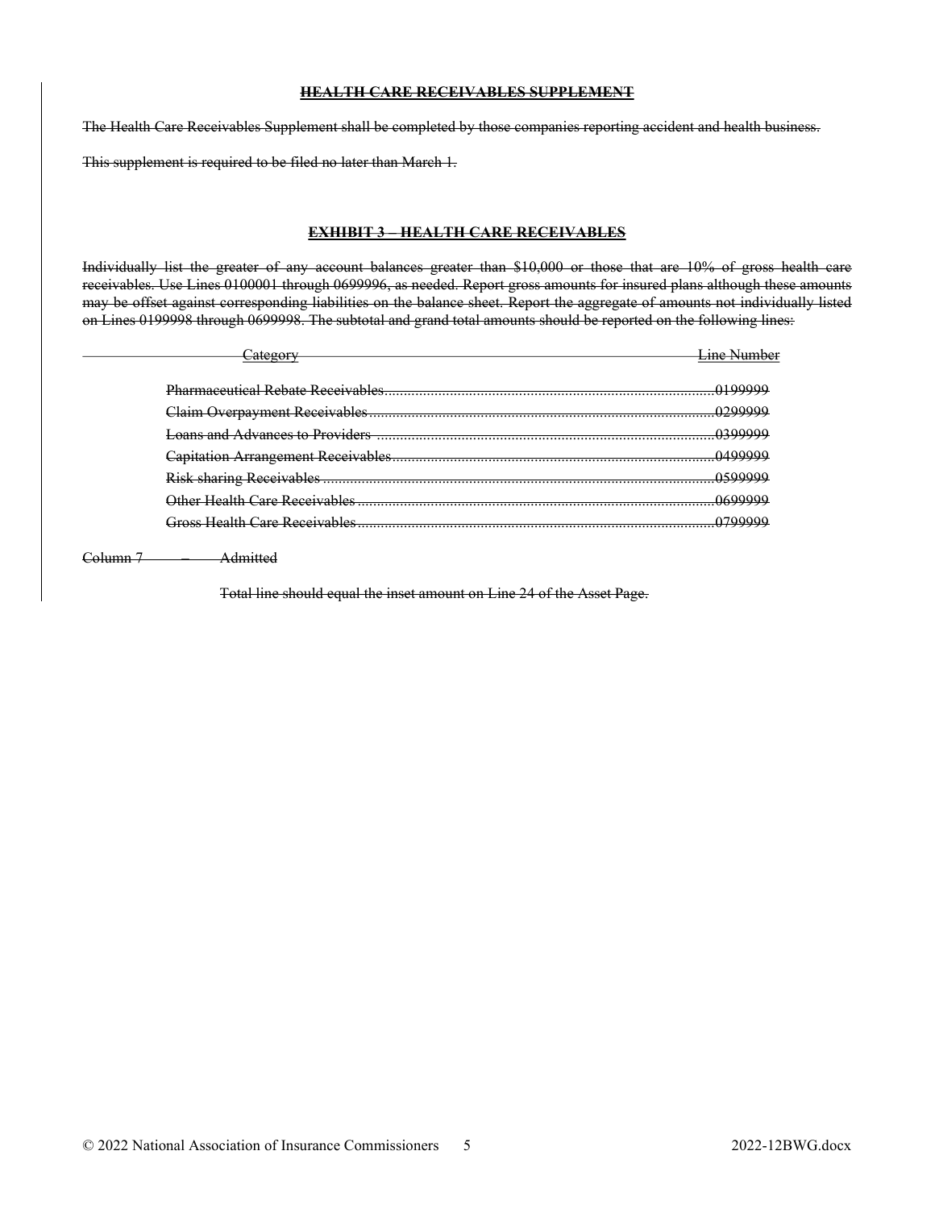~~**HEALTH CARE RECEIVABLES SUPPLEMENT**~~

~~The Health Care Receivables Supplement shall be completed by those companies reporting accident and health business.~~

~~This supplement is required to be filed no later than March 1.~~

~~**EXHIBIT 3 – HEALTH CARE RECEIVABLES**~~

~~Individually list the greater of any account balances greater than $10,000 or those that are 10% of gross health care receivables. Use Lines 0100001 through 0699996, as needed. Report gross amounts for insured plans although these amounts may be offset against corresponding liabilities on the balance sheet. Report the aggregate of amounts not individually listed on Lines 0199998 through 0699998. The subtotal and grand total amounts should be reported on the following lines:~~

| ~~Category~~ | ~~Line Number~~ |
|---|---|
| ~~Pharmaceutical Rebate Receivables~~ | ~~0199999~~ |
| ~~Claim Overpayment Receivables~~ | ~~0299999~~ |
| ~~Loans and Advances to Providers~~ | ~~0399999~~ |
| ~~Capitation Arrangement Receivables~~ | ~~0499999~~ |
| ~~Risk sharing Receivables~~ | ~~0599999~~ |
| ~~Other Health Care Receivables~~ | ~~0699999~~ |
| ~~Gross Health Care Receivables~~ | ~~0799999~~ |

~~Column 7 – Admitted~~

~~Total line should equal the inset amount on Line 24 of the Asset Page.~~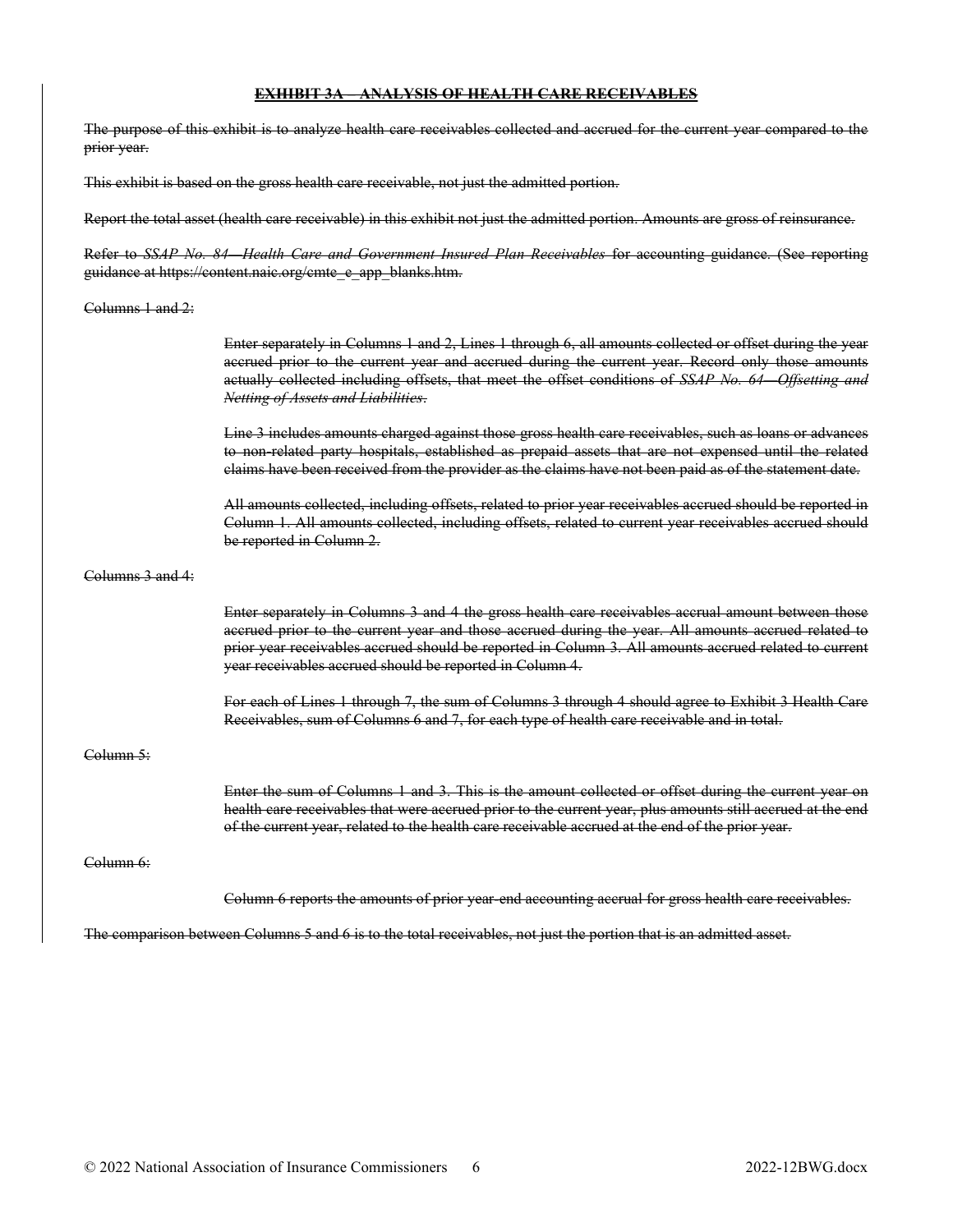~~**EXHIBIT 3A – ANALYSIS OF HEALTH CARE RECEIVABLES**~~

~~The purpose of this exhibit is to analyze health care receivables collected and accrued for the current year compared to the prior year.~~

~~This exhibit is based on the gross health care receivable, not just the admitted portion.~~

~~Report the total asset (health care receivable) in this exhibit not just the admitted portion. Amounts are gross of reinsurance.~~

~~Refer to *SSAP No. 84—Health Care and Government Insured Plan Receivables* for accounting guidance. (See reporting guidance at https://content.naic.org/cmte_e_app_blanks.htm.~~

~~Columns 1 and 2:~~

> ~~Enter separately in Columns 1 and 2, Lines 1 through 6, all amounts collected or offset during the year accrued prior to the current year and accrued during the current year. Record only those amounts actually collected including offsets, that meet the offset conditions of *SSAP No. 64—Offsetting and Netting of Assets and Liabilities*.~~
>
> ~~Line 3 includes amounts charged against those gross health care receivables, such as loans or advances to non-related party hospitals, established as prepaid assets that are not expensed until the related claims have been received from the provider as the claims have not been paid as of the statement date.~~
>
> ~~All amounts collected, including offsets, related to prior year receivables accrued should be reported in Column 1. All amounts collected, including offsets, related to current year receivables accrued should be reported in Column 2.~~

~~Columns 3 and 4:~~

> ~~Enter separately in Columns 3 and 4 the gross health care receivables accrual amount between those accrued prior to the current year and those accrued during the year. All amounts accrued related to prior year receivables accrued should be reported in Column 3. All amounts accrued related to current year receivables accrued should be reported in Column 4.~~
>
> ~~For each of Lines 1 through 7, the sum of Columns 3 through 4 should agree to Exhibit 3 Health Care Receivables, sum of Columns 6 and 7, for each type of health care receivable and in total.~~

~~Column 5:~~

> ~~Enter the sum of Columns 1 and 3. This is the amount collected or offset during the current year on health care receivables that were accrued prior to the current year, plus amounts still accrued at the end of the current year, related to the health care receivable accrued at the end of the prior year.~~

~~Column 6:~~

> ~~Column 6 reports the amounts of prior year-end accounting accrual for gross health care receivables.~~

~~The comparison between Columns 5 and 6 is to the total receivables, not just the portion that is an admitted asset.~~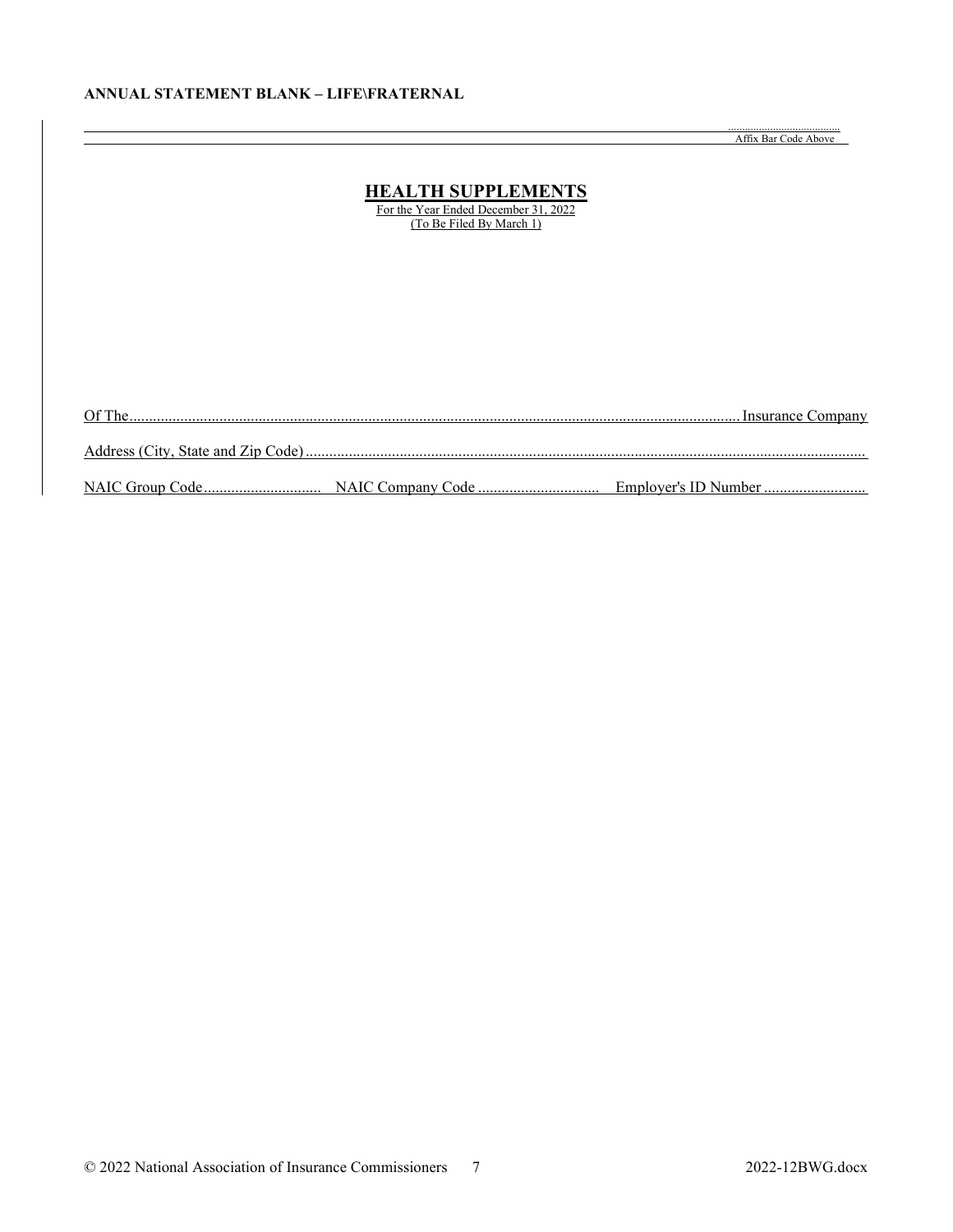**ANNUAL STATEMENT BLANK – LIFE\FRATERNAL**

........................................
Affix Bar Code Above

# HEALTH SUPPLEMENTS

For the Year Ended December 31, 2022
(To Be Filed By March 1)

Of The............................................................................................................................................................ Insurance Company

Address (City, State and Zip Code)...............................................................................................................................................

NAIC Group Code.............................. NAIC Company Code ............................... Employer's ID Number ..........................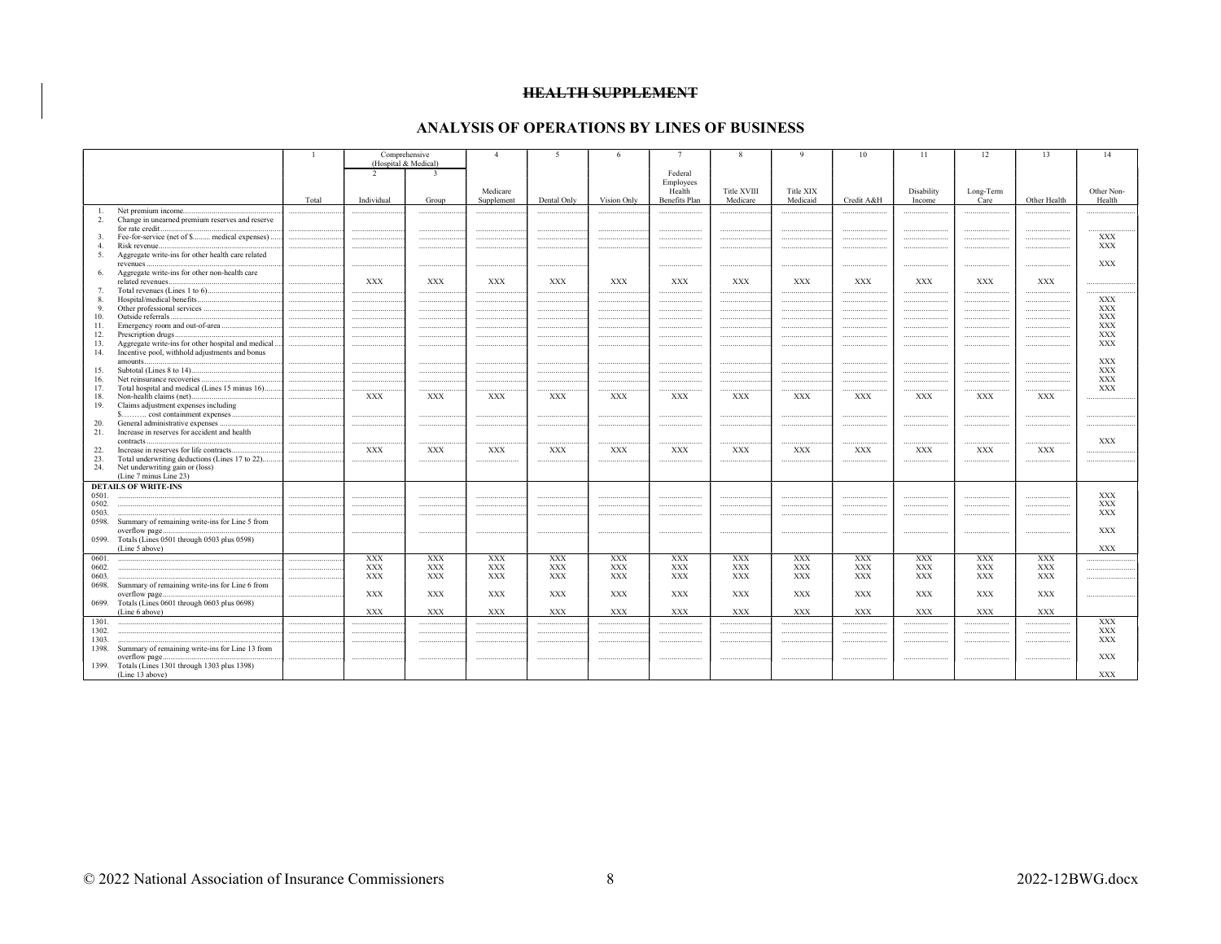~~**HEALTH SUPPLEMENT**~~

## ANALYSIS OF OPERATIONS BY LINES OF BUSINESS

| | 1 | Comprehensive (Hospital & Medical) | | 4 | 5 | 6 | 7 | 8 | 9 | 10 | 11 | 12 | 13 | 14 |
|---|---|---|---|---|---|---|---|---|---|---|---|---|---|---|
| | | 2 | 3 | | | | | | | | | | | |
| | Total | Individual | Group | Medicare Supplement | Dental Only | Vision Only | Federal Employees Health Benefits Plan | Title XVIII Medicare | Title XIX Medicaid | Credit A&H | Disability Income | Long-Term Care | Other Health | Other Non-Health |
| 1. Net premium income | | | | | | | | | | | | | | |
| 2. Change in unearned premium reserves and reserve for rate credit | | | | | | | | | | | | | | |
| 3. Fee-for-service (net of $......... medical expenses) | | | | | | | | | | | | | | XXX |
| 4. Risk revenue | | | | | | | | | | | | | | XXX |
| 5. Aggregate write-ins for other health care related revenues | | | | | | | | | | | | | | XXX |
| 6. Aggregate write-ins for other non-health care related revenues | | XXX | XXX | XXX | XXX | XXX | XXX | XXX | XXX | XXX | XXX | XXX | XXX | |
| 7. Total revenues (Lines 1 to 6) | | | | | | | | | | | | | | |
| 8. Hospital/medical benefits | | | | | | | | | | | | | | XXX |
| 9. Other professional services | | | | | | | | | | | | | | XXX |
| 10. Outside referrals | | | | | | | | | | | | | | XXX |
| 11. Emergency room and out-of-area | | | | | | | | | | | | | | XXX |
| 12. Prescription drugs | | | | | | | | | | | | | | XXX |
| 13. Aggregate write-ins for other hospital and medical | | | | | | | | | | | | | | XXX |
| 14. Incentive pool, withhold adjustments and bonus amounts | | | | | | | | | | | | | | XXX |
| 15. Subtotal (Lines 8 to 14) | | | | | | | | | | | | | | XXX |
| 16. Net reinsurance recoveries | | | | | | | | | | | | | | XXX |
| 17. Total hospital and medical (Lines 15 minus 16) | | | | | | | | | | | | | | XXX |
| 18. Non-health claims (net) | | XXX | XXX | XXX | XXX | XXX | XXX | XXX | XXX | XXX | XXX | XXX | XXX | |
| 19. Claims adjustment expenses including $.......... cost containment expenses | | | | | | | | | | | | | | |
| 20. General administrative expenses | | | | | | | | | | | | | | |
| 21. Increase in reserves for accident and health contracts | | | | | | | | | | | | | | XXX |
| 22. Increase in reserves for life contracts | | XXX | XXX | XXX | XXX | XXX | XXX | XXX | XXX | XXX | XXX | XXX | XXX | |
| 23. Total underwriting deductions (Lines 17 to 22) | | | | | | | | | | | | | | |
| 24. Net underwriting gain or (loss) (Line 7 minus Line 23) | | | | | | | | | | | | | | |
| **DETAILS OF WRITE-INS** | | | | | | | | | | | | | | |
| 0501. | | | | | | | | | | | | | | XXX |
| 0502. | | | | | | | | | | | | | | XXX |
| 0503. | | | | | | | | | | | | | | XXX |
| 0598. Summary of remaining write-ins for Line 5 from overflow page | | | | | | | | | | | | | | XXX |
| 0599. Totals (Lines 0501 through 0503 plus 0598) (Line 5 above) | | | | | | | | | | | | | | XXX |
| 0601. | | XXX | XXX | XXX | XXX | XXX | XXX | XXX | XXX | XXX | XXX | XXX | XXX | |
| 0602. | | XXX | XXX | XXX | XXX | XXX | XXX | XXX | XXX | XXX | XXX | XXX | XXX | |
| 0603. | | XXX | XXX | XXX | XXX | XXX | XXX | XXX | XXX | XXX | XXX | XXX | XXX | |
| 0698. Summary of remaining write-ins for Line 6 from overflow page | | XXX | XXX | XXX | XXX | XXX | XXX | XXX | XXX | XXX | XXX | XXX | XXX | |
| 0699. Totals (Lines 0601 through 0603 plus 0698) (Line 6 above) | | XXX | XXX | XXX | XXX | XXX | XXX | XXX | XXX | XXX | XXX | XXX | XXX | |
| 1301. | | | | | | | | | | | | | | XXX |
| 1302. | | | | | | | | | | | | | | XXX |
| 1303. | | | | | | | | | | | | | | XXX |
| 1398. Summary of remaining write-ins for Line 13 from overflow page | | | | | | | | | | | | | | XXX |
| 1399. Totals (Lines 1301 through 1303 plus 1398) (Line 13 above) | | | | | | | | | | | | | | XXX |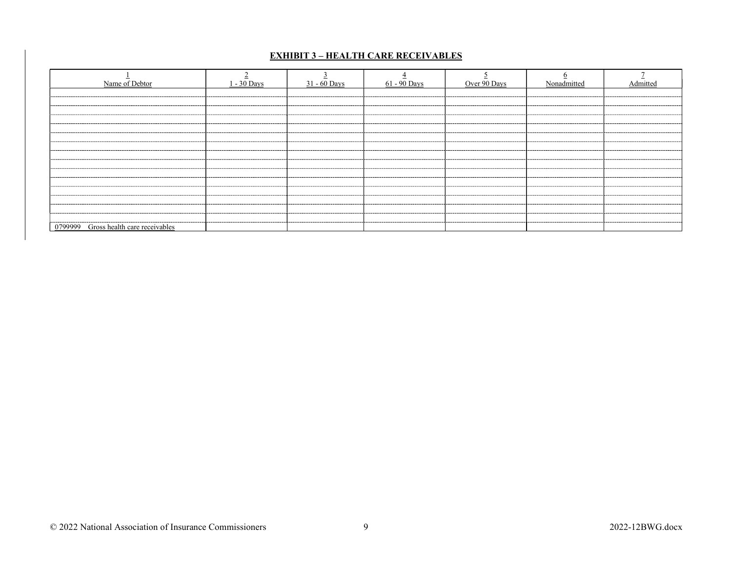## EXHIBIT 3 – HEALTH CARE RECEIVABLES

| 1<br>Name of Debtor | 2<br>1 - 30 Days | 3<br>31 - 60 Days | 4<br>61 - 90 Days | 5<br>Over 90 Days | 6<br>Nonadmitted | 7<br>Admitted |
|---|---|---|---|---|---|---|
| | | | | | | |
| | | | | | | |
| | | | | | | |
| | | | | | | |
| | | | | | | |
| | | | | | | |
| | | | | | | |
| | | | | | | |
| | | | | | | |
| | | | | | | |
| | | | | | | |
| | | | | | | |
| | | | | | | |
| | | | | | | |
| | | | | | | |
| 0799999 Gross health care receivables | | | | | | |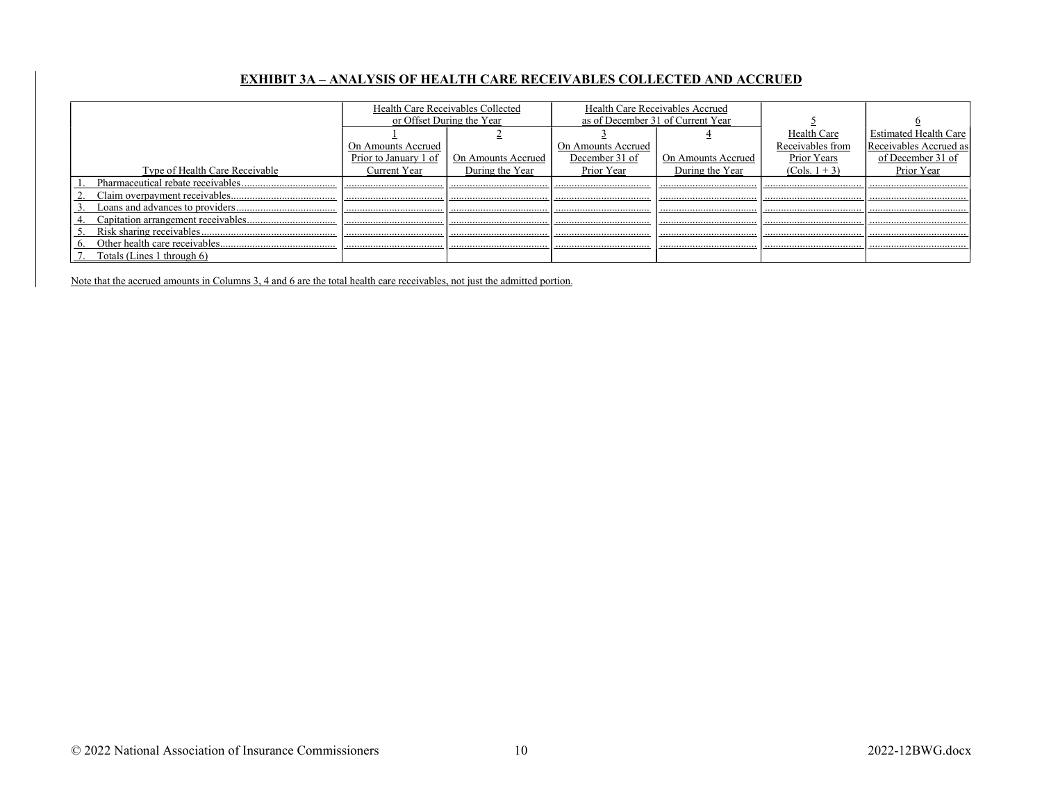## EXHIBIT 3A – ANALYSIS OF HEALTH CARE RECEIVABLES COLLECTED AND ACCRUED

| Type of Health Care Receivable | Health Care Receivables Collected or Offset During the Year | | Health Care Receivables Accrued as of December 31 of Current Year | | 5 | 6 |
|---|---|---|---|---|---|---|
| | 1<br>On Amounts Accrued Prior to January 1 of Current Year | 2<br>On Amounts Accrued During the Year | 3<br>On Amounts Accrued December 31 of Prior Year | 4<br>On Amounts Accrued During the Year | Health Care Receivables from Prior Years (Cols. 1 + 3) | Estimated Health Care Receivables Accrued as of December 31 of Prior Year |
| 1. Pharmaceutical rebate receivables | | | | | | |
| 2. Claim overpayment receivables | | | | | | |
| 3. Loans and advances to providers | | | | | | |
| 4. Capitation arrangement receivables | | | | | | |
| 5. Risk sharing receivables | | | | | | |
| 6. Other health care receivables | | | | | | |
| 7. Totals (Lines 1 through 6) | | | | | | |

Note that the accrued amounts in Columns 3, 4 and 6 are the total health care receivables, not just the admitted portion.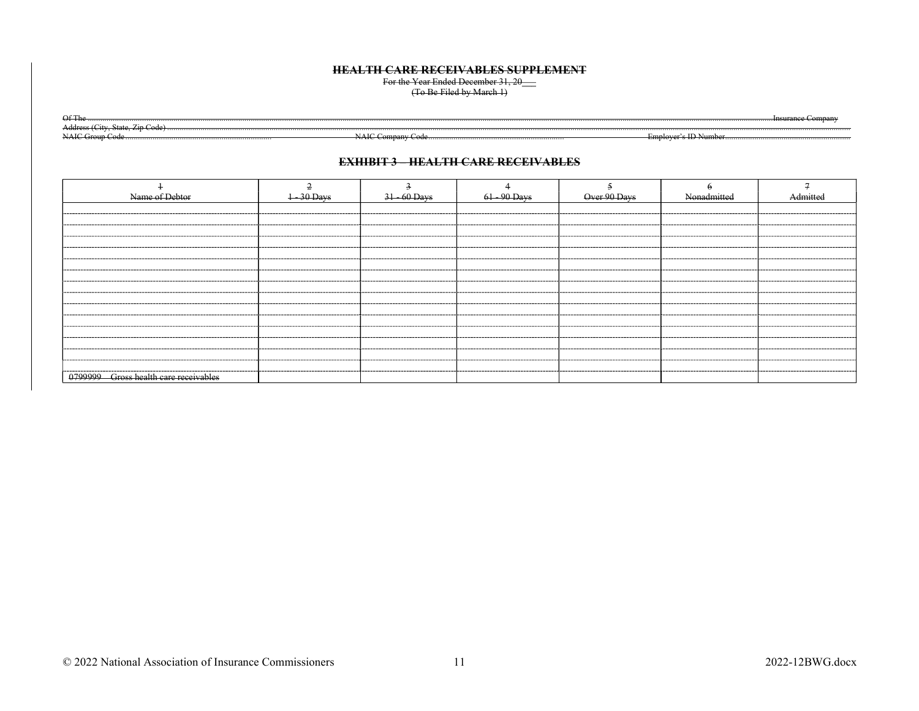## HEALTH CARE RECEIVABLES SUPPLEMENT

For the Year Ended December 31, 20___
(To Be Filed by March 1)

Of The .......................................................................................................................................................................................................................................................................................Insurance Company
Address (City, State, Zip Code) ..........................................................................................................................................................................................................................................................................
NAIC Group Code ........................................................................ NAIC Company Code.................................................................... Employer's ID Number..............................................................

### EXHIBIT 3 – HEALTH CARE RECEIVABLES

| 1<br>Name of Debtor | 2<br>1 - 30 Days | 3<br>31 - 60 Days | 4<br>61 - 90 Days | 5<br>Over 90 Days | 6<br>Nonadmitted | 7<br>Admitted |
|---|---|---|---|---|---|---|
| | | | | | | |
| | | | | | | |
| | | | | | | |
| | | | | | | |
| | | | | | | |
| | | | | | | |
| | | | | | | |
| | | | | | | |
| | | | | | | |
| | | | | | | |
| | | | | | | |
| | | | | | | |
| | | | | | | |
| | | | | | | |
| | | | | | | |
| 0799999 – Gross health care receivables | | | | | | |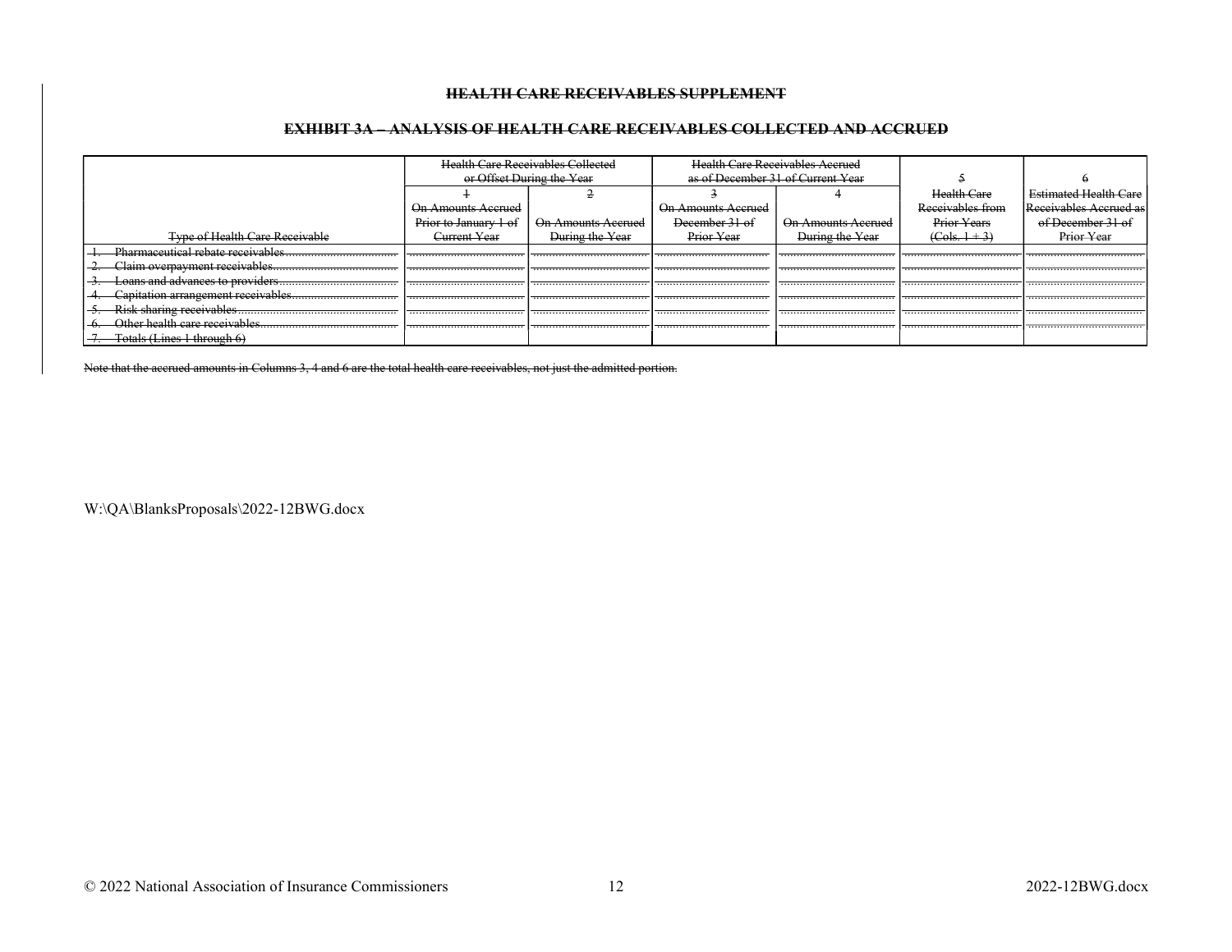**HEALTH CARE RECEIVABLES SUPPLEMENT**

**EXHIBIT 3A – ANALYSIS OF HEALTH CARE RECEIVABLES COLLECTED AND ACCRUED**

| | Health Care Receivables Collected or Offset During the Year | | Health Care Receivables Accrued as of December 31 of Current Year | | | |
|---|---|---|---|---|---|---|
| Type of Health Care Receivable | 1<br>On Amounts Accrued Prior to January 1 of Current Year | 2<br>On Amounts Accrued During the Year | 3<br>On Amounts Accrued December 31 of Prior Year | 4<br>On Amounts Accrued During the Year | 5<br>Health Care Receivables from Prior Years (Cols. 1 + 3) | 6<br>Estimated Health Care Receivables Accrued as of December 31 of Prior Year |
| 1. Pharmaceutical rebate receivables | | | | | | |
| 2. Claim overpayment receivables | | | | | | |
| 3. Loans and advances to providers | | | | | | |
| 4. Capitation arrangement receivables | | | | | | |
| 5. Risk sharing receivables | | | | | | |
| 6. Other health care receivables | | | | | | |
| 7. Totals (Lines 1 through 6) | | | | | | |

Note that the accrued amounts in Columns 3, 4 and 6 are the total health care receivables, not just the admitted portion.

W:\QA\BlanksProposals\2022-12BWG.docx